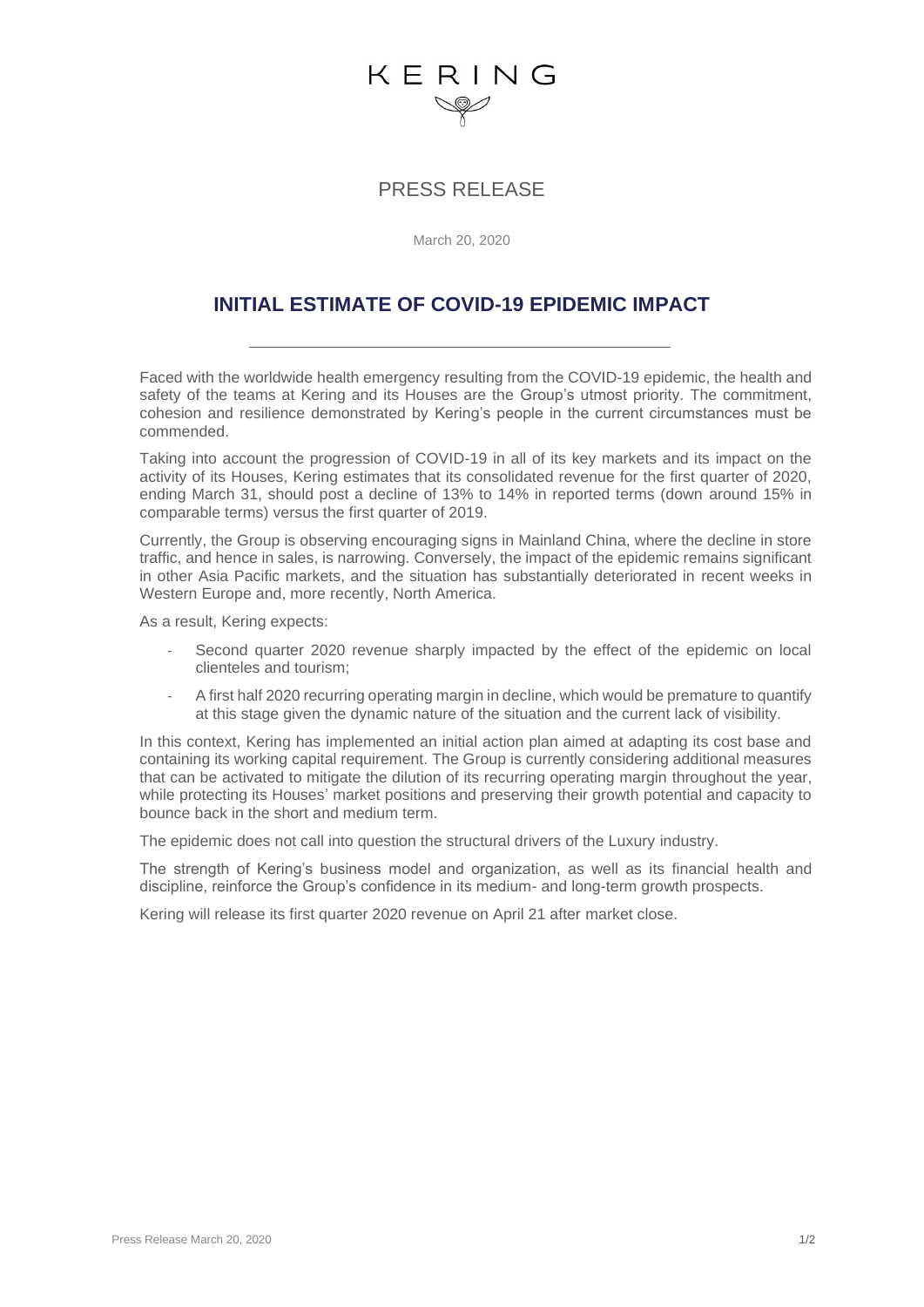KERING

PRESS RELEASE

March 20, 2020

# INITIAL ESTIMATE OF COVID-19 EPIDEMIC IMPACT

Faced with the worldwide health emergency resulting from the COVID-19 epidemic, the health and safety of the teams at Kering and its Houses are the Group's utmost priority. The commitment, cohesion and resilience demonstrated by Kering's people in the current circumstances must be commended.

Taking into account the progression of COVID-19 in all of its key markets and its impact on the activity of its Houses, Kering estimates that its consolidated revenue for the first quarter of 2020, ending March 31, should post a decline of 13% to 14% in reported terms (down around 15% in comparable terms) versus the first quarter of 2019.

Currently, the Group is observing encouraging signs in Mainland China, where the decline in store traffic, and hence in sales, is narrowing. Conversely, the impact of the epidemic remains significant in other Asia Pacific markets, and the situation has substantially deteriorated in recent weeks in Western Europe and, more recently, North America.

As a result, Kering expects:

- Second quarter 2020 revenue sharply impacted by the effect of the epidemic on local clienteles and tourism;
- A first half 2020 recurring operating margin in decline, which would be premature to quantify at this stage given the dynamic nature of the situation and the current lack of visibility.

In this context, Kering has implemented an initial action plan aimed at adapting its cost base and containing its working capital requirement. The Group is currently considering additional measures that can be activated to mitigate the dilution of its recurring operating margin throughout the year, while protecting its Houses' market positions and preserving their growth potential and capacity to bounce back in the short and medium term.

The epidemic does not call into question the structural drivers of the Luxury industry.

The strength of Kering's business model and organization, as well as its financial health and discipline, reinforce the Group's confidence in its medium- and long-term growth prospects.

Kering will release its first quarter 2020 revenue on April 21 after market close.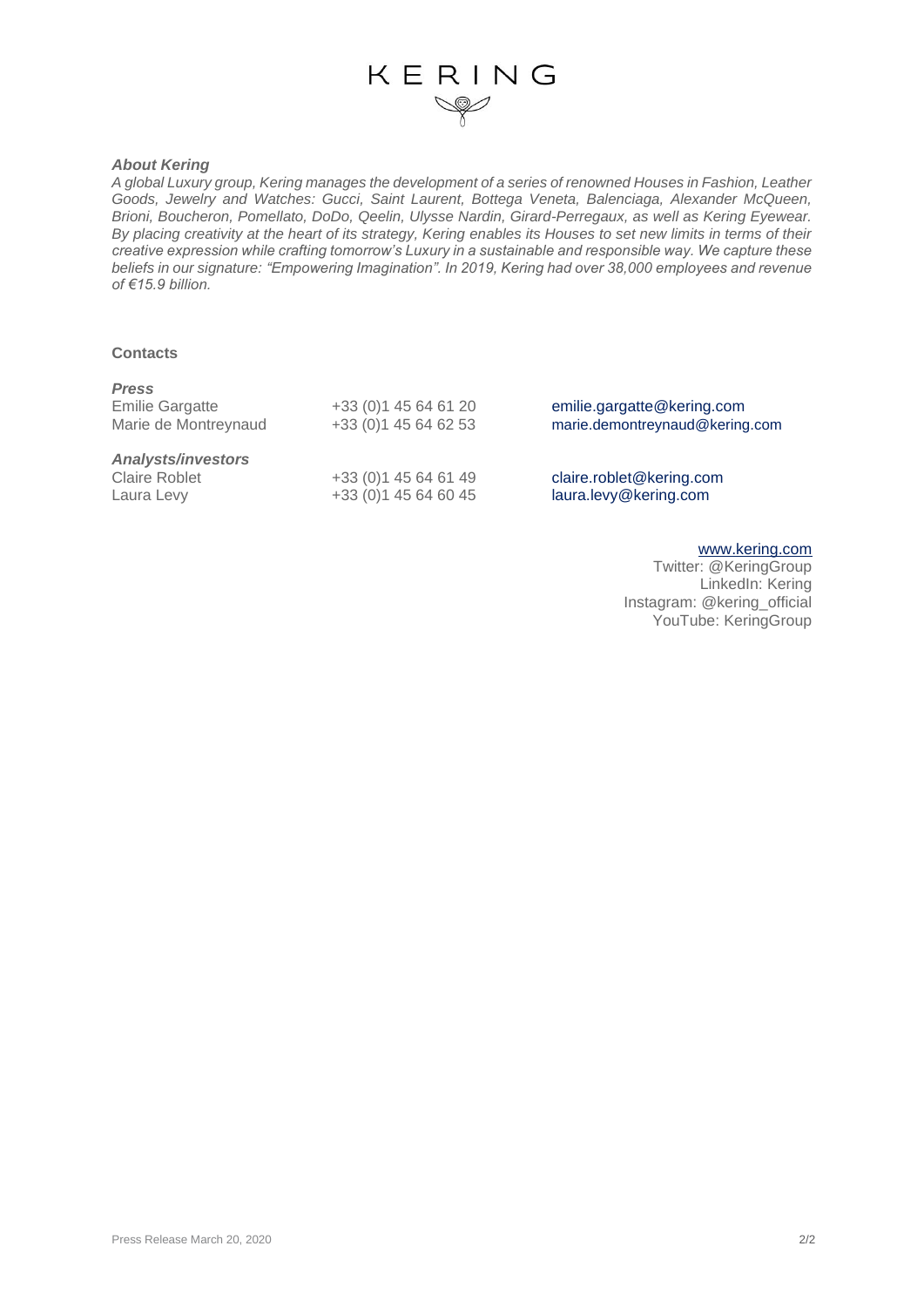KERING

### *About Kering*

*A global Luxury group, Kering manages the development of a series of renowned Houses in Fashion, Leather Goods, Jewelry and Watches: Gucci, Saint Laurent, Bottega Veneta, Balenciaga, Alexander McQueen, Brioni, Boucheron, Pomellato, DoDo, Qeelin, Ulysse Nardin, Girard-Perregaux, as well as Kering Eyewear. By placing creativity at the heart of its strategy, Kering enables its Houses to set new limits in terms of their creative expression while crafting tomorrow's Luxury in a sustainable and responsible way. We capture these beliefs in our signature: "Empowering Imagination". In 2019, Kering had over 38,000 employees and revenue of €15.9 billion.*

### Contacts

***Press***

| | | |
|---|---|---|
| Emilie Gargatte | +33 (0)1 45 64 61 20 | emilie.gargatte@kering.com |
| Marie de Montreynaud | +33 (0)1 45 64 62 53 | marie.demontreynaud@kering.com |

***Analysts/investors***

| | | |
|---|---|---|
| Claire Roblet | +33 (0)1 45 64 61 49 | claire.roblet@kering.com |
| Laura Levy | +33 (0)1 45 64 60 45 | laura.levy@kering.com |

www.kering.com
Twitter: @KeringGroup
LinkedIn: Kering
Instagram: @kering_official
YouTube: KeringGroup

Press Release March 20, 2020